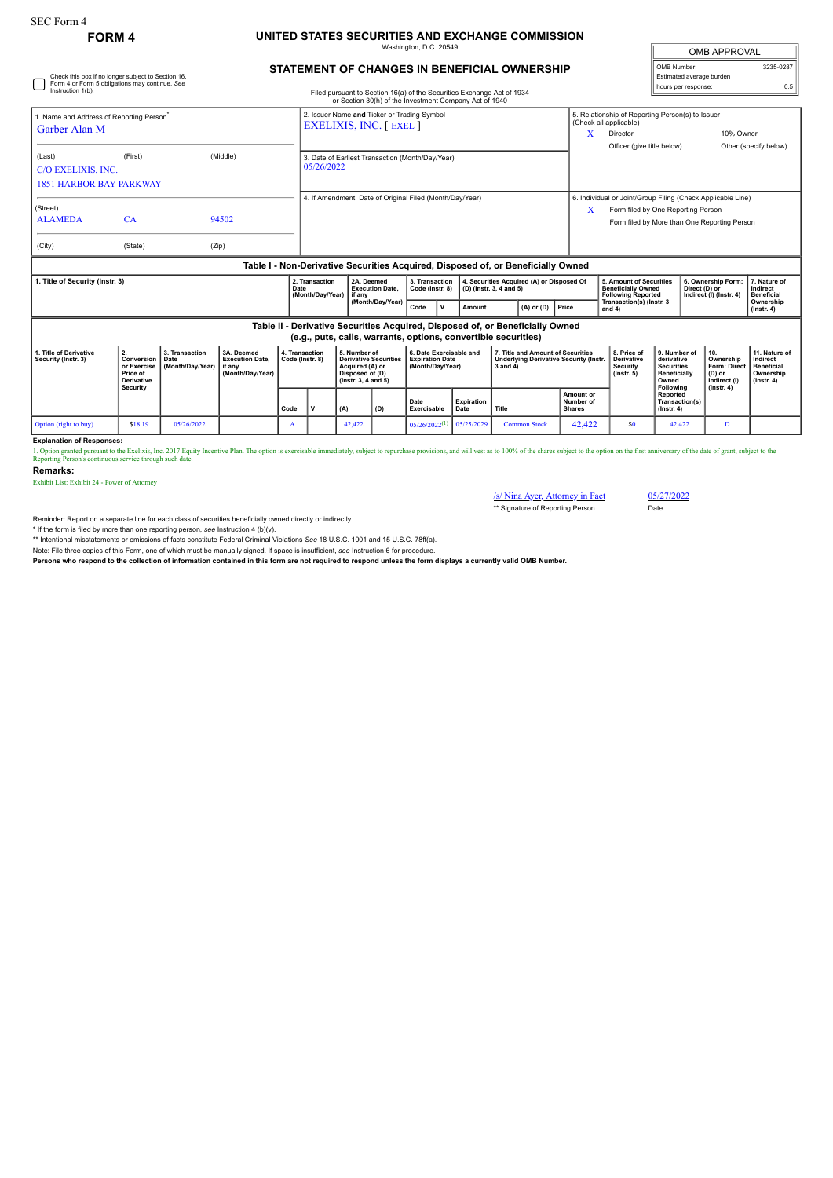SEC Form 4

# FORM 4

## UNITED STATES SECURITIES AND EXCHANGE COMMISSION

Washington, D.C. 20549

## STATEMENT OF CHANGES IN BENEFICIAL OWNERSHIP

Filed pursuant to Section 16(a) of the Securities Exchange Act of 1934 or Section 30(h) of the Investment Company Act of 1940

| OMB APPROVAL | |
|---|---|
| OMB Number: | 3235-0287 |
| Estimated average burden | |
| hours per response: | 0.5 |

☐ Check this box if no longer subject to Section 16. Form 4 or Form 5 obligations may continue. *See* Instruction 1(b).

1. Name and Address of Reporting Person*
Garber Alan M

(Last) (First) (Middle)
C/O EXELIXIS, INC.
1851 HARBOR BAY PARKWAY

(Street)
ALAMEDA CA 94502

(City) (State) (Zip)

2. Issuer Name **and** Ticker or Trading Symbol
EXELIXIS, INC. [ EXEL ]

3. Date of Earliest Transaction (Month/Day/Year)
05/26/2022

4. If Amendment, Date of Original Filed (Month/Day/Year)

5. Relationship of Reporting Person(s) to Issuer (Check all applicable)
X Director
10% Owner
Officer (give title below)
Other (specify below)

6. Individual or Joint/Group Filing (Check Applicable Line)
X Form filed by One Reporting Person
Form filed by More than One Reporting Person

### Table I - Non-Derivative Securities Acquired, Disposed of, or Beneficially Owned

| 1. Title of Security (Instr. 3) | 2. Transaction Date (Month/Day/Year) | 2A. Deemed Execution Date, if any (Month/Day/Year) | 3. Transaction Code (Instr. 8) | | 4. Securities Acquired (A) or Disposed Of (D) (Instr. 3, 4 and 5) | | | 5. Amount of Securities Beneficially Owned Following Reported Transaction(s) (Instr. 3 and 4) | 6. Ownership Form: Direct (D) or Indirect (I) (Instr. 4) | 7. Nature of Indirect Beneficial Ownership (Instr. 4) |
|---|---|---|---|---|---|---|---|---|---|---|
| | | | Code | V | Amount | (A) or (D) | Price | | | |

### Table II - Derivative Securities Acquired, Disposed of, or Beneficially Owned (e.g., puts, calls, warrants, options, convertible securities)

| 1. Title of Derivative Security (Instr. 3) | 2. Conversion or Exercise Price of Derivative Security | 3. Transaction Date (Month/Day/Year) | 3A. Deemed Execution Date, if any (Month/Day/Year) | 4. Transaction Code (Instr. 8) | | 5. Number of Derivative Securities Acquired (A) or Disposed of (D) (Instr. 3, 4 and 5) | | 6. Date Exercisable and Expiration Date (Month/Day/Year) | | 7. Title and Amount of Securities Underlying Derivative Security (Instr. 3 and 4) | | 8. Price of Derivative Security (Instr. 5) | 9. Number of derivative Securities Beneficially Owned Following Reported Transaction(s) (Instr. 4) | 10. Ownership Form: Direct (D) or Indirect (I) (Instr. 4) | 11. Nature of Indirect Beneficial Ownership (Instr. 4) |
|---|---|---|---|---|---|---|---|---|---|---|---|---|---|---|---|
| | | | | Code | V | (A) | (D) | Date Exercisable | Expiration Date | Title | Amount or Number of Shares | | | | |
| Option (right to buy) | $18.19 | 05/26/2022 | | A | | 42,422 | | 05/26/2022[1] | 05/25/2029 | Common Stock | 42,422 | $0 | 42,422 | D | |

**Explanation of Responses:**

1. Option granted pursuant to the Exelixis, Inc. 2017 Equity Incentive Plan. The option is exercisable immediately, subject to repurchase provisions, and will vest as to 100% of the shares subject to the option on the first anniversary of the date of grant, subject to the Reporting Person's continuous service through such date.

**Remarks:**

Exhibit List: Exhibit 24 - Power of Attorney

/s/ Nina Ayer, Attorney in Fact — 05/27/2022

** Signature of Reporting Person — Date

Reminder: Report on a separate line for each class of securities beneficially owned directly or indirectly.

* If the form is filed by more than one reporting person, *see* Instruction 4 (b)(v).

** Intentional misstatements or omissions of facts constitute Federal Criminal Violations *See* 18 U.S.C. 1001 and 15 U.S.C. 78ff(a).

Note: File three copies of this Form, one of which must be manually signed. If space is insufficient, *see* Instruction 6 for procedure.

**Persons who respond to the collection of information contained in this form are not required to respond unless the form displays a currently valid OMB Number.**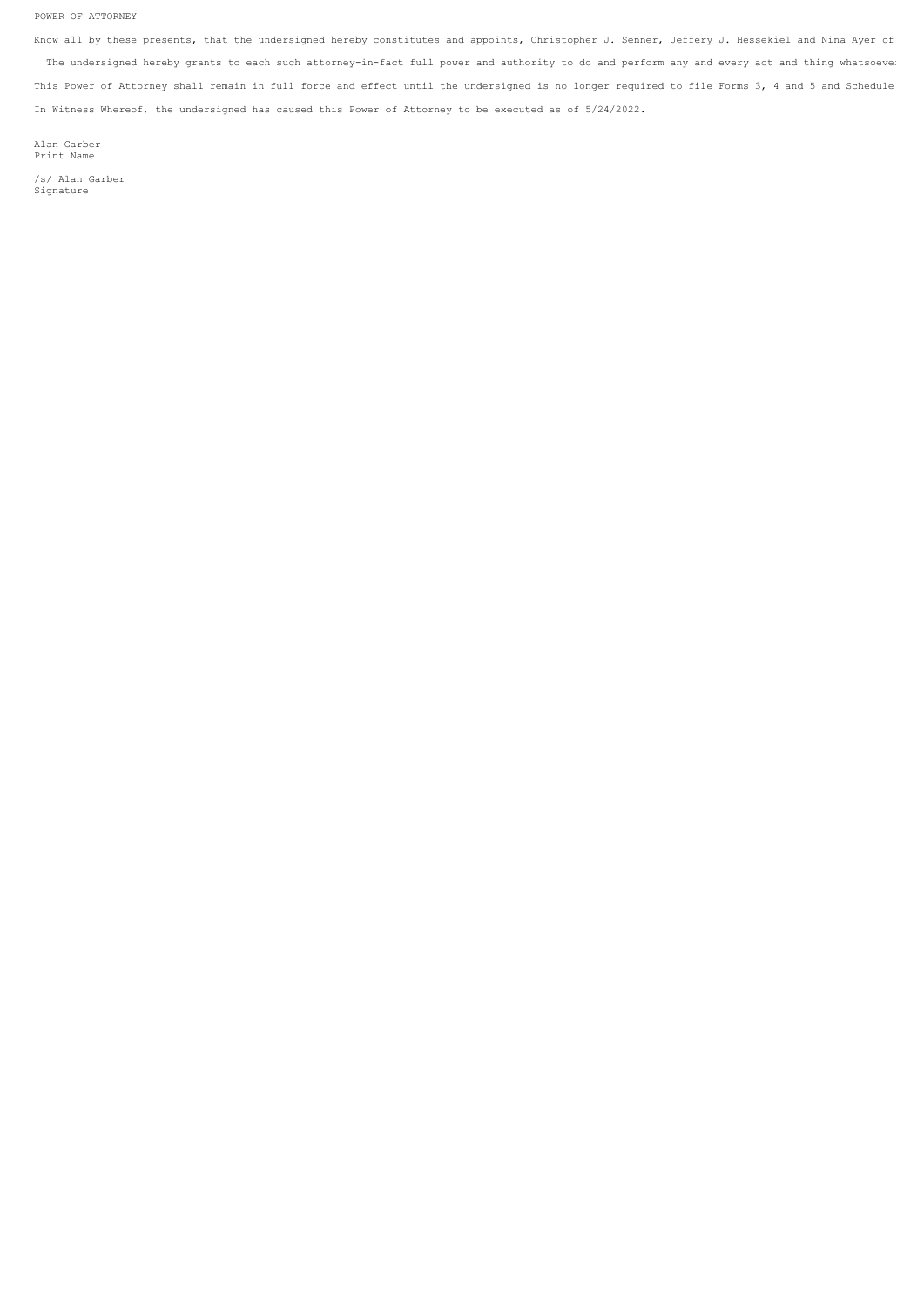POWER OF ATTORNEY

Know all by these presents, that the undersigned hereby constitutes and appoints, Christopher J. Senner, Jeffery J. Hessekiel and Nina Ayer of

The undersigned hereby grants to each such attorney-in-fact full power and authority to do and perform any and every act and thing whatsoeve

This Power of Attorney shall remain in full force and effect until the undersigned is no longer required to file Forms 3, 4 and 5 and Schedule

In Witness Whereof, the undersigned has caused this Power of Attorney to be executed as of 5/24/2022.

Alan Garber
Print Name

/s/ Alan Garber
Signature